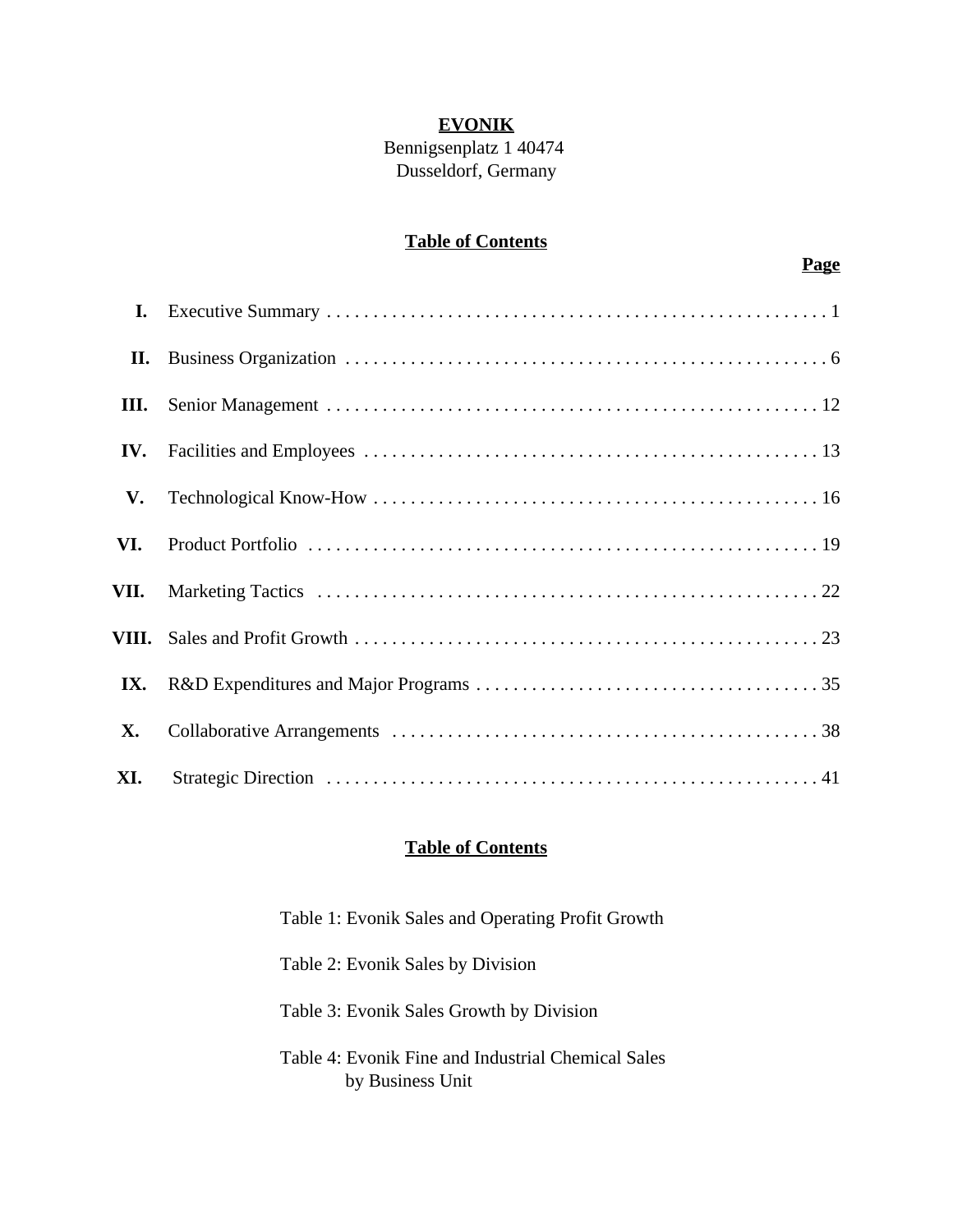# EVONIK

Bennigsenplatz 1 40474
Dusseldorf, Germany

## Table of Contents

| | | Page |
|---|---|---|
| I. | Executive Summary | 1 |
| II. | Business Organization | 6 |
| III. | Senior Management | 12 |
| IV. | Facilities and Employees | 13 |
| V. | Technological Know-How | 16 |
| VI. | Product Portfolio | 19 |
| VII. | Marketing Tactics | 22 |
| VIII. | Sales and Profit Growth | 23 |
| IX. | R&D Expenditures and Major Programs | 35 |
| X. | Collaborative Arrangements | 38 |
| XI. | Strategic Direction | 41 |

## Table of Contents

Table 1: Evonik Sales and Operating Profit Growth

Table 2: Evonik Sales by Division

Table 3: Evonik Sales Growth by Division

Table 4: Evonik Fine and Industrial Chemical Sales by Business Unit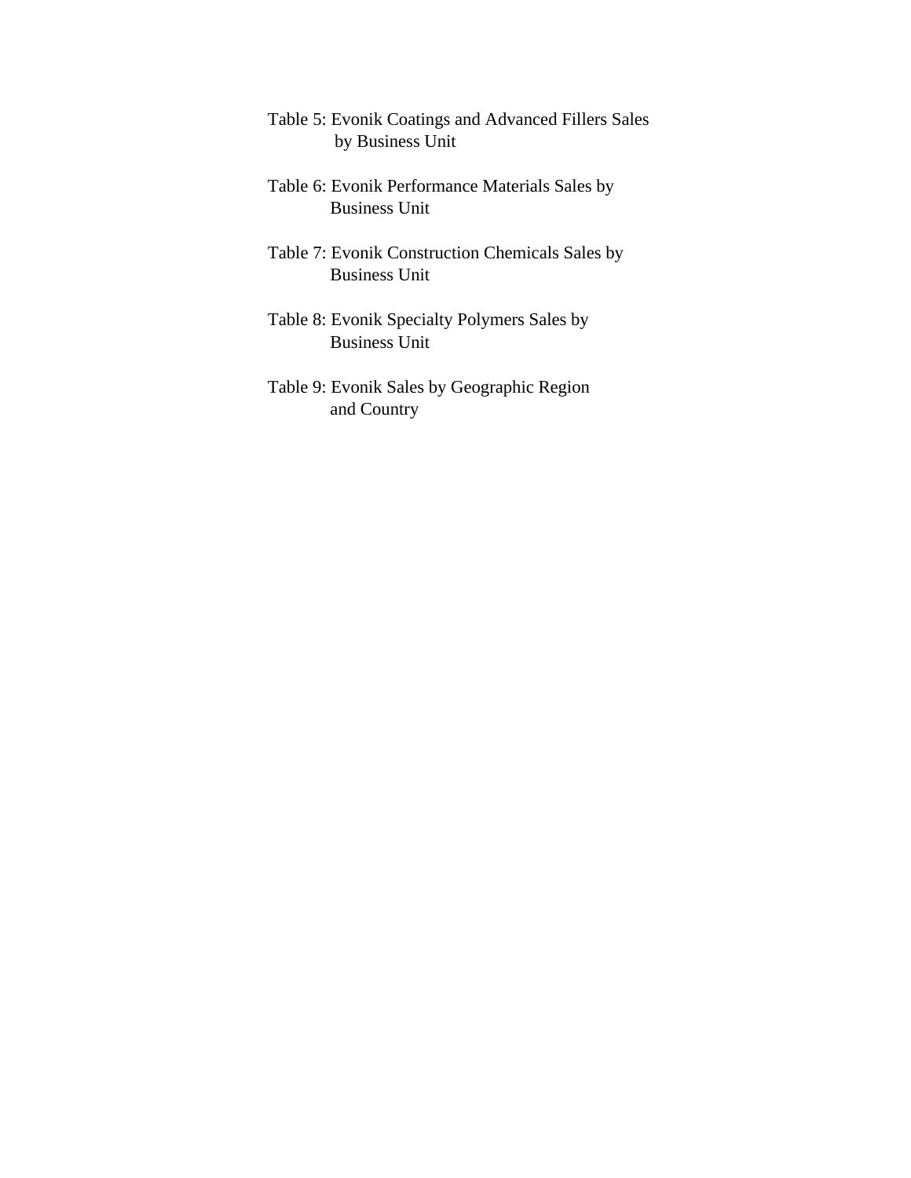Table 5: Evonik Coatings and Advanced Fillers Sales by Business Unit

Table 6: Evonik Performance Materials Sales by Business Unit

Table 7: Evonik Construction Chemicals Sales by Business Unit

Table 8: Evonik Specialty Polymers Sales by Business Unit

Table 9: Evonik Sales by Geographic Region and Country